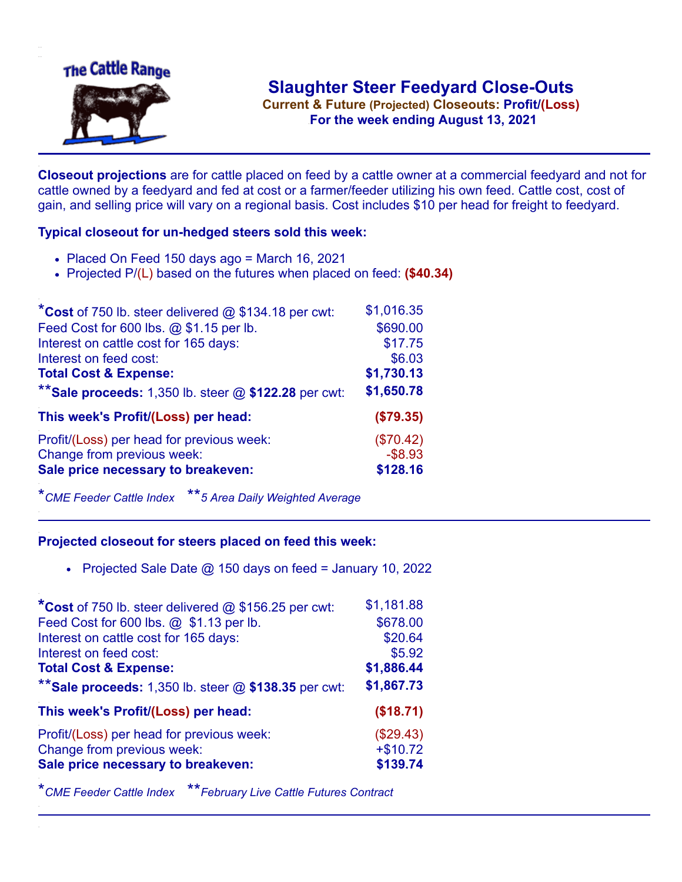# Slaughter Steer Feedyard Close-Outs

**Current & Future (Projected) Closeouts: Profit/(Loss)**

**For the week ending August 13, 2021**

**Closeout projections** are for cattle placed on feed by a cattle owner at a commercial feedyard and not for cattle owned by a feedyard and fed at cost or a farmer/feeder utilizing his own feed. Cattle cost, cost of gain, and selling price will vary on a regional basis. Cost includes $10 per head for freight to feedyard.

### Typical closeout for un-hedged steers sold this week:

- Placed On Feed 150 days ago = March 16, 2021
- Projected P/(L) based on the futures when placed on feed: **($40.34)**

| | |
|---|---|
| ***Cost** of 750 lb. steer delivered @ $134.18 per cwt: | $1,016.35 |
| Feed Cost for 600 lbs. @ $1.15 per lb. | $690.00 |
| Interest on cattle cost for 165 days: | $17.75 |
| Interest on feed cost: | $6.03 |
| **Total Cost & Expense:** | **$1,730.13** |
| ****Sale proceeds:** 1,350 lb. steer @ **$122.28** per cwt: | **$1,650.78** |
| **This week's Profit/(Loss) per head:** | **($79.35)** |
| Profit/(Loss) per head for previous week: | ($70.42) |
| Change from previous week: | -$8.93 |
| **Sale price necessary to breakeven:** | **$128.16** |

*CME Feeder Cattle Index  **5 Area Daily Weighted Average

### Projected closeout for steers placed on feed this week:

- Projected Sale Date @ 150 days on feed = January 10, 2022

| | |
|---|---|
| ***Cost** of 750 lb. steer delivered @ $156.25 per cwt: | $1,181.88 |
| Feed Cost for 600 lbs. @ $1.13 per lb. | $678.00 |
| Interest on cattle cost for 165 days: | $20.64 |
| Interest on feed cost: | $5.92 |
| **Total Cost & Expense:** | **$1,886.44** |
| ****Sale proceeds:** 1,350 lb. steer @ **$138.35** per cwt: | **$1,867.73** |
| **This week's Profit/(Loss) per head:** | **($18.71)** |
| Profit/(Loss) per head for previous week: | ($29.43) |
| Change from previous week: | +$10.72 |
| **Sale price necessary to breakeven:** | **$139.74** |

*CME Feeder Cattle Index  **February Live Cattle Futures Contract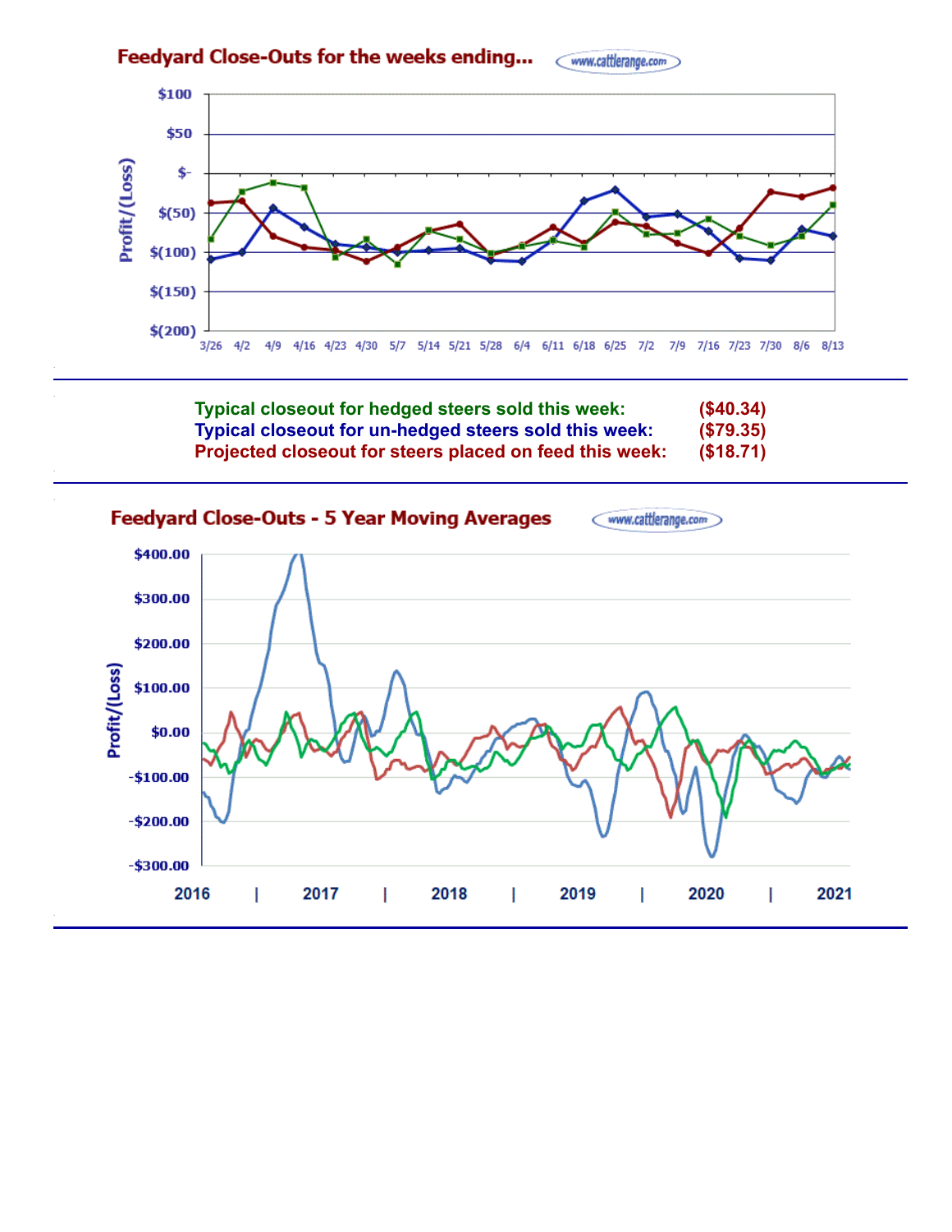## Feedyard Close-Outs for the weeks ending...

www.cattlerange.com

Profit/(Loss)

$100
$50
$-
$(50)
$(100)
$(150)
$(200)

3/26 4/2 4/9 4/16 4/23 4/30 5/7 5/14 5/21 5/28 6/4 6/11 6/18 6/25 7/2 7/9 7/16 7/23 7/30 8/6 8/13

| | |
|---|---|
| Typical closeout for hedged steers sold this week: | ($40.34) |
| Typical closeout for un-hedged steers sold this week: | ($79.35) |
| Projected closeout for steers placed on feed this week: | ($18.71) |

## Feedyard Close-Outs - 5 Year Moving Averages

www.cattlerange.com

Profit/(Loss)

$400.00
$300.00
$200.00
$100.00
$0.00
-$100.00
-$200.00
-$300.00

2016 | 2017 | 2018 | 2019 | 2020 | 2021